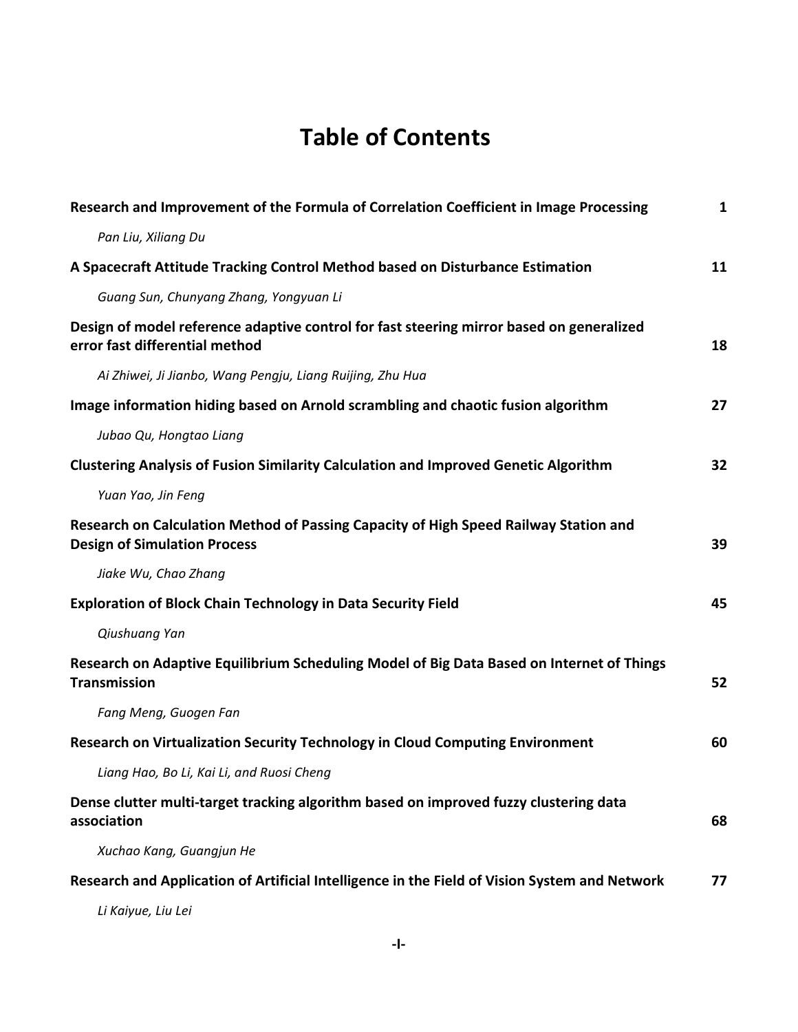# Table of Contents

**Research and Improvement of the Formula of Correlation Coefficient in Image Processing** **1**

*Pan Liu, Xiliang Du*

**A Spacecraft Attitude Tracking Control Method based on Disturbance Estimation** **11**

*Guang Sun, Chunyang Zhang, Yongyuan Li*

**Design of model reference adaptive control for fast steering mirror based on generalized error fast differential method** **18**

*Ai Zhiwei, Ji Jianbo, Wang Pengju, Liang Ruijing, Zhu Hua*

**Image information hiding based on Arnold scrambling and chaotic fusion algorithm** **27**

*Jubao Qu, Hongtao Liang*

**Clustering Analysis of Fusion Similarity Calculation and Improved Genetic Algorithm** **32**

*Yuan Yao, Jin Feng*

**Research on Calculation Method of Passing Capacity of High Speed Railway Station and Design of Simulation Process** **39**

*Jiake Wu, Chao Zhang*

**Exploration of Block Chain Technology in Data Security Field** **45**

*Qiushuang Yan*

**Research on Adaptive Equilibrium Scheduling Model of Big Data Based on Internet of Things Transmission** **52**

*Fang Meng, Guogen Fan*

**Research on Virtualization Security Technology in Cloud Computing Environment** **60**

*Liang Hao, Bo Li, Kai Li, and Ruosi Cheng*

**Dense clutter multi-target tracking algorithm based on improved fuzzy clustering data association** **68**

*Xuchao Kang, Guangjun He*

**Research and Application of Artificial Intelligence in the Field of Vision System and Network** **77**

*Li Kaiyue, Liu Lei*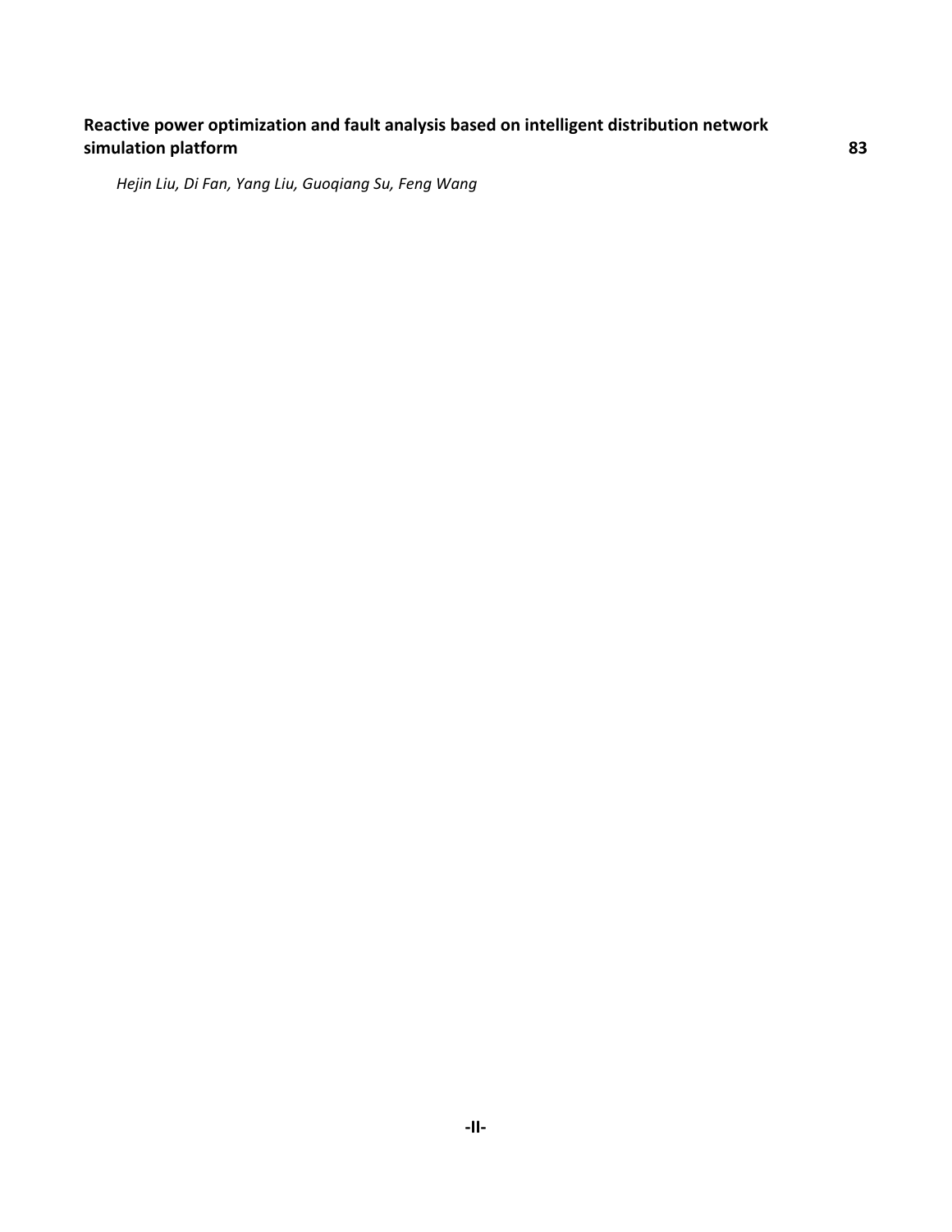**Reactive power optimization and fault analysis based on intelligent distribution network simulation platform** **83**

*Hejin Liu, Di Fan, Yang Liu, Guoqiang Su, Feng Wang*